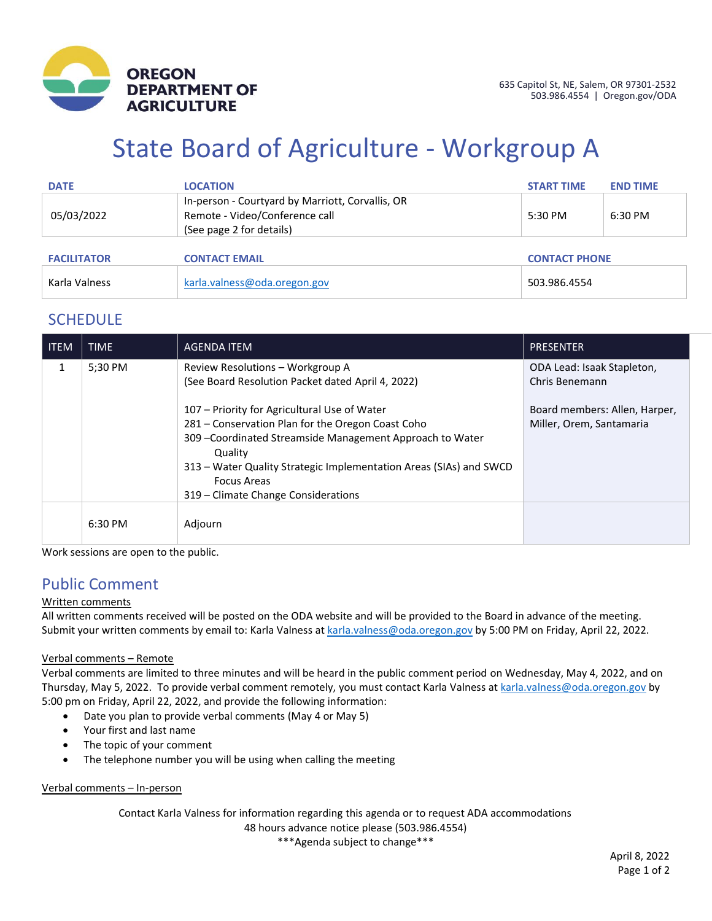**OREGON DEPARTMENT OF AGRICULTURE**

635 Capitol St, NE, Salem, OR 97301-2532
503.986.4554 | Oregon.gov/ODA

# State Board of Agriculture - Workgroup A

| DATE | LOCATION | START TIME | END TIME |
|---|---|---|---|
| 05/03/2022 | In-person - Courtyard by Marriott, Corvallis, OR<br>Remote - Video/Conference call<br>(See page 2 for details) | 5:30 PM | 6:30 PM |

| FACILITATOR | CONTACT EMAIL | CONTACT PHONE |
|---|---|---|
| Karla Valness | karla.valness@oda.oregon.gov | 503.986.4554 |

## SCHEDULE

| ITEM | TIME | AGENDA ITEM | PRESENTER |
|---|---|---|---|
| 1 | 5;30 PM | Review Resolutions – Workgroup A<br>(See Board Resolution Packet dated April 4, 2022)<br><br>107 – Priority for Agricultural Use of Water<br>281 – Conservation Plan for the Oregon Coast Coho<br>309 –Coordinated Streamside Management Approach to Water Quality<br>313 – Water Quality Strategic Implementation Areas (SIAs) and SWCD Focus Areas<br>319 – Climate Change Considerations | ODA Lead: Isaak Stapleton, Chris Benemann<br><br>Board members: Allen, Harper, Miller, Orem, Santamaria |
| | 6:30 PM | Adjourn | |

Work sessions are open to the public.

## Public Comment

Written comments

All written comments received will be posted on the ODA website and will be provided to the Board in advance of the meeting. Submit your written comments by email to: Karla Valness at karla.valness@oda.oregon.gov by 5:00 PM on Friday, April 22, 2022.

Verbal comments – Remote

Verbal comments are limited to three minutes and will be heard in the public comment period on Wednesday, May 4, 2022, and on Thursday, May 5, 2022. To provide verbal comment remotely, you must contact Karla Valness at karla.valness@oda.oregon.gov by 5:00 pm on Friday, April 22, 2022, and provide the following information:

- Date you plan to provide verbal comments (May 4 or May 5)
- Your first and last name
- The topic of your comment
- The telephone number you will be using when calling the meeting

Verbal comments – In-person

Contact Karla Valness for information regarding this agenda or to request ADA accommodations
48 hours advance notice please (503.986.4554)
\*\*\*Agenda subject to change\*\*\*

April 8, 2022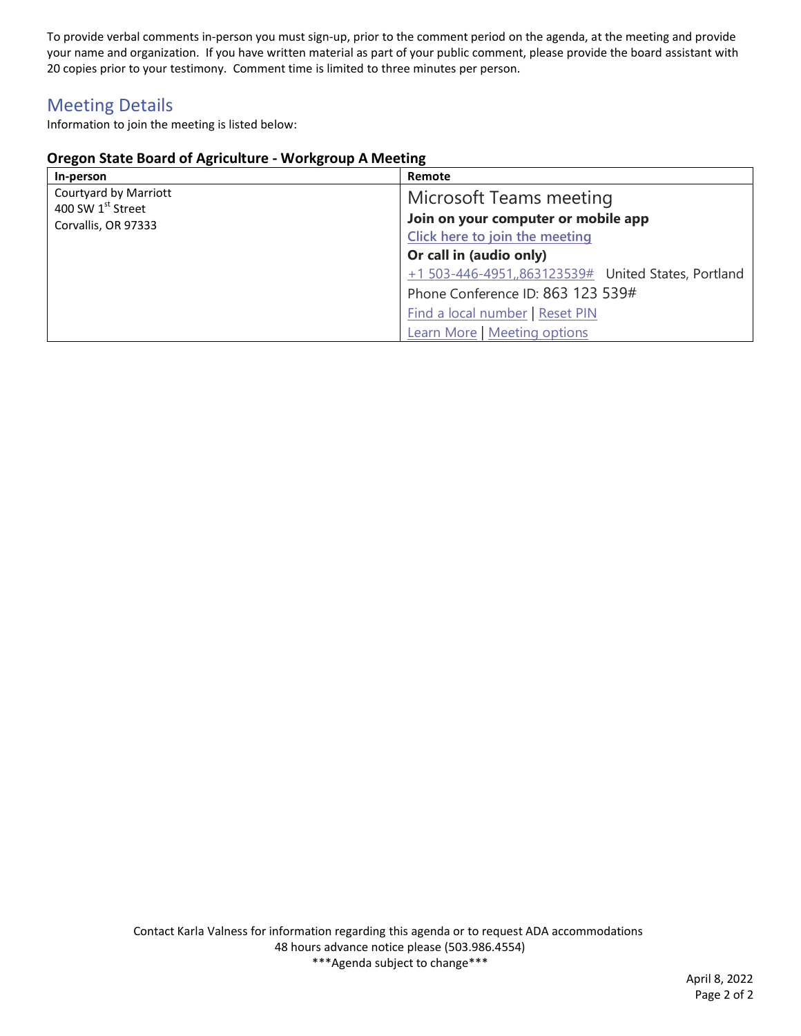To provide verbal comments in-person you must sign-up, prior to the comment period on the agenda, at the meeting and provide your name and organization. If you have written material as part of your public comment, please provide the board assistant with 20 copies prior to your testimony. Comment time is limited to three minutes per person.

## Meeting Details

Information to join the meeting is listed below:

**Oregon State Board of Agriculture - Workgroup A Meeting**

| In-person | Remote |
|---|---|
| Courtyard by Marriott<br>400 SW 1st Street<br>Corvallis, OR 97333 | Microsoft Teams meeting<br>**Join on your computer or mobile app**<br>**Click here to join the meeting**<br>**Or call in (audio only)**<br>+1 503-446-4951,,863123539# United States, Portland<br>Phone Conference ID: 863 123 539#<br>Find a local number \| Reset PIN<br>Learn More \| Meeting options |

Contact Karla Valness for information regarding this agenda or to request ADA accommodations
48 hours advance notice please (503.986.4554)
***Agenda subject to change***

April 8, 2022